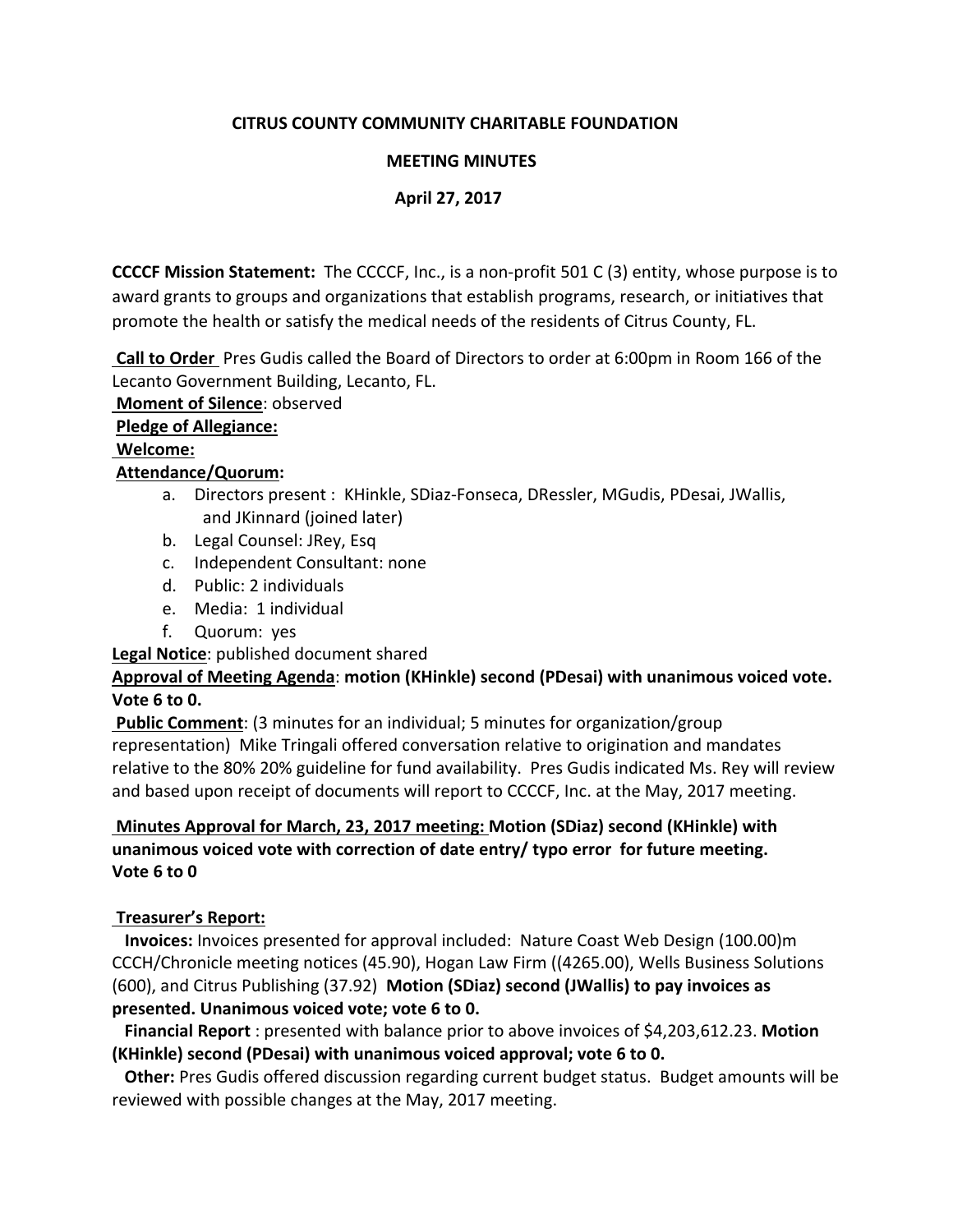**CITRUS COUNTY COMMUNITY CHARITABLE FOUNDATION**

**MEETING MINUTES**

**April 27, 2017**

**CCCCF Mission Statement:** The CCCCF, Inc., is a non-profit 501 C (3) entity, whose purpose is to award grants to groups and organizations that establish programs, research, or initiatives that promote the health or satisfy the medical needs of the residents of Citrus County, FL.

**Call to Order** Pres Gudis called the Board of Directors to order at 6:00pm in Room 166 of the Lecanto Government Building, Lecanto, FL.

**Moment of Silence**: observed

**Pledge of Allegiance:**

**Welcome:**

**Attendance/Quorum:**

a. Directors present : KHinkle, SDiaz-Fonseca, DRessler, MGudis, PDesai, JWallis, and JKinnard (joined later)
b. Legal Counsel: JRey, Esq
c. Independent Consultant: none
d. Public: 2 individuals
e. Media: 1 individual
f. Quorum: yes

**Legal Notice**: published document shared

**Approval of Meeting Agenda**: **motion (KHinkle) second (PDesai) with unanimous voiced vote. Vote 6 to 0.**

**Public Comment**: (3 minutes for an individual; 5 minutes for organization/group representation) Mike Tringali offered conversation relative to origination and mandates relative to the 80% 20% guideline for fund availability. Pres Gudis indicated Ms. Rey will review and based upon receipt of documents will report to CCCCF, Inc. at the May, 2017 meeting.

**Minutes Approval for March, 23, 2017 meeting: Motion (SDiaz) second (KHinkle) with unanimous voiced vote with correction of date entry/ typo error for future meeting. Vote 6 to 0**

**Treasurer's Report:**

**Invoices:** Invoices presented for approval included: Nature Coast Web Design (100.00)m CCCH/Chronicle meeting notices (45.90), Hogan Law Firm ((4265.00), Wells Business Solutions (600), and Citrus Publishing (37.92) **Motion (SDiaz) second (JWallis) to pay invoices as presented. Unanimous voiced vote; vote 6 to 0.**

**Financial Report** : presented with balance prior to above invoices of $4,203,612.23. **Motion (KHinkle) second (PDesai) with unanimous voiced approval; vote 6 to 0.**

**Other:** Pres Gudis offered discussion regarding current budget status. Budget amounts will be reviewed with possible changes at the May, 2017 meeting.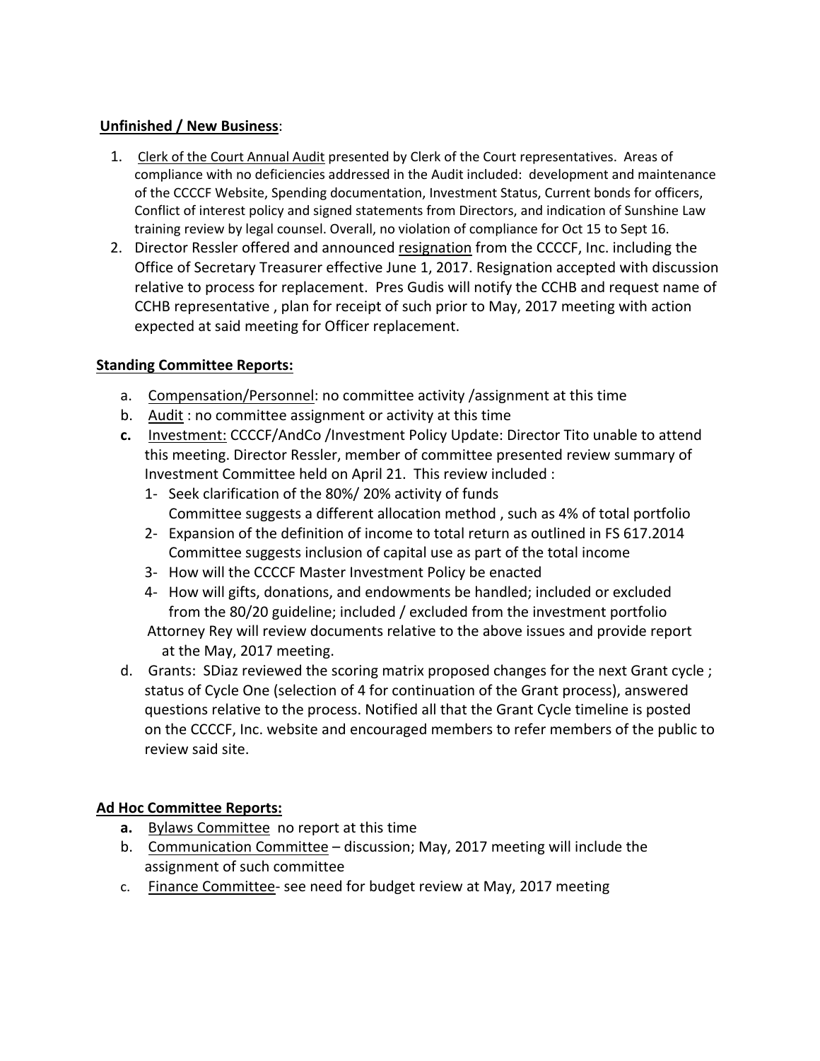**Unfinished / New Business**:

1. Clerk of the Court Annual Audit presented by Clerk of the Court representatives. Areas of compliance with no deficiencies addressed in the Audit included: development and maintenance of the CCCCF Website, Spending documentation, Investment Status, Current bonds for officers, Conflict of interest policy and signed statements from Directors, and indication of Sunshine Law training review by legal counsel. Overall, no violation of compliance for Oct 15 to Sept 16.
2. Director Ressler offered and announced resignation from the CCCCF, Inc. including the Office of Secretary Treasurer effective June 1, 2017. Resignation accepted with discussion relative to process for replacement. Pres Gudis will notify the CCHB and request name of CCHB representative , plan for receipt of such prior to May, 2017 meeting with action expected at said meeting for Officer replacement.

**Standing Committee Reports:**

a. Compensation/Personnel: no committee activity /assignment at this time

b. Audit : no committee assignment or activity at this time

**c.** Investment: CCCCF/AndCo /Investment Policy Update: Director Tito unable to attend this meeting. Director Ressler, member of committee presented review summary of Investment Committee held on April 21. This review included :

1- Seek clarification of the 80%/ 20% activity of funds
   Committee suggests a different allocation method , such as 4% of total portfolio

2- Expansion of the definition of income to total return as outlined in FS 617.2014
   Committee suggests inclusion of capital use as part of the total income

3- How will the CCCCF Master Investment Policy be enacted

4- How will gifts, donations, and endowments be handled; included or excluded from the 80/20 guideline; included / excluded from the investment portfolio

Attorney Rey will review documents relative to the above issues and provide report at the May, 2017 meeting.

d. Grants: SDiaz reviewed the scoring matrix proposed changes for the next Grant cycle ; status of Cycle One (selection of 4 for continuation of the Grant process), answered questions relative to the process. Notified all that the Grant Cycle timeline is posted on the CCCCF, Inc. website and encouraged members to refer members of the public to review said site.

**Ad Hoc Committee Reports:**

**a.** Bylaws Committee no report at this time

b. Communication Committee – discussion; May, 2017 meeting will include the assignment of such committee

c. Finance Committee- see need for budget review at May, 2017 meeting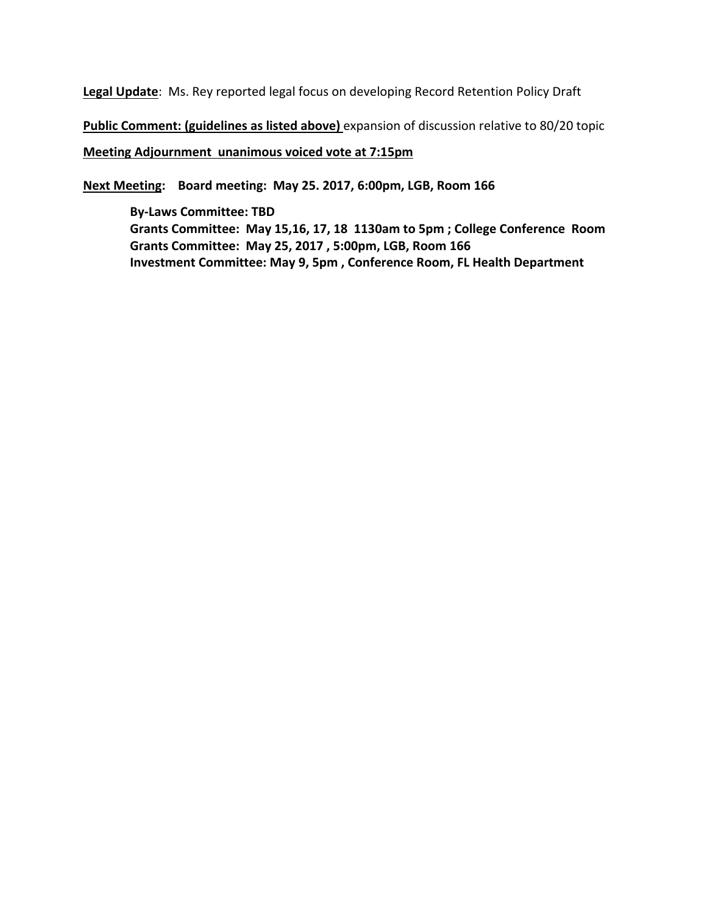**Legal Update**: Ms. Rey reported legal focus on developing Record Retention Policy Draft

**Public Comment: (guidelines as listed above)** expansion of discussion relative to 80/20 topic

**Meeting Adjournment unanimous voiced vote at 7:15pm**

**Next Meeting: Board meeting: May 25. 2017, 6:00pm, LGB, Room 166**

**By-Laws Committee: TBD**
**Grants Committee: May 15,16, 17, 18 1130am to 5pm ; College Conference Room**
**Grants Committee: May 25, 2017 , 5:00pm, LGB, Room 166**
**Investment Committee: May 9, 5pm , Conference Room, FL Health Department**